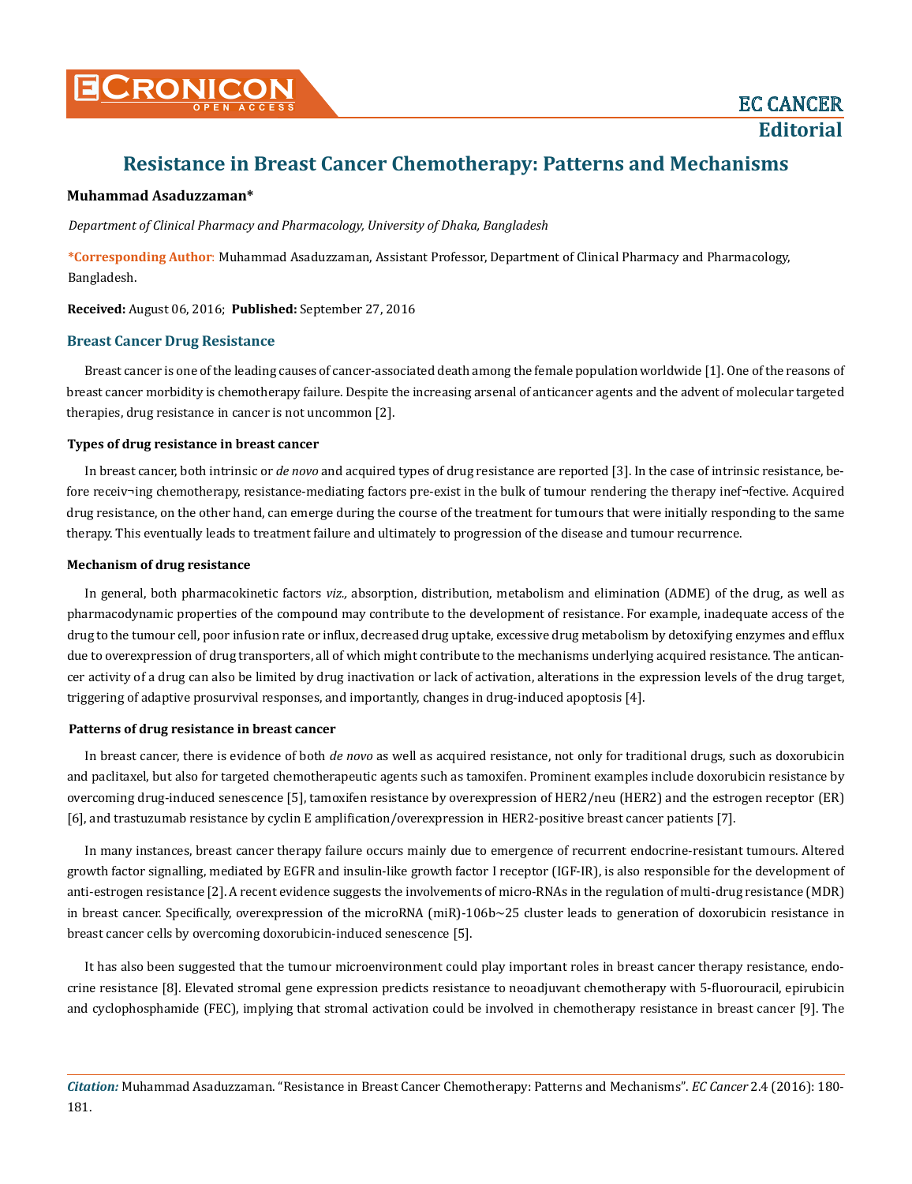# Resistance in Breast Cancer Chemotherapy: Patterns and Mechanisms

**EC CANCER**
**Editorial**

**Muhammad Asaduzzaman***

*Department of Clinical Pharmacy and Pharmacology, University of Dhaka, Bangladesh*

***Corresponding Author:** Muhammad Asaduzzaman, Assistant Professor, Department of Clinical Pharmacy and Pharmacology, Bangladesh.

**Received:** August 06, 2016; **Published:** September 27, 2016

## Breast Cancer Drug Resistance

Breast cancer is one of the leading causes of cancer-associated death among the female population worldwide [1]. One of the reasons of breast cancer morbidity is chemotherapy failure. Despite the increasing arsenal of anticancer agents and the advent of molecular targeted therapies, drug resistance in cancer is not uncommon [2].

### Types of drug resistance in breast cancer

In breast cancer, both intrinsic or *de novo* and acquired types of drug resistance are reported [3]. In the case of intrinsic resistance, before receiv¬ing chemotherapy, resistance-mediating factors pre-exist in the bulk of tumour rendering the therapy inef¬fective. Acquired drug resistance, on the other hand, can emerge during the course of the treatment for tumours that were initially responding to the same therapy. This eventually leads to treatment failure and ultimately to progression of the disease and tumour recurrence.

### Mechanism of drug resistance

In general, both pharmacokinetic factors *viz.,* absorption, distribution, metabolism and elimination (ADME) of the drug, as well as pharmacodynamic properties of the compound may contribute to the development of resistance. For example, inadequate access of the drug to the tumour cell, poor infusion rate or influx, decreased drug uptake, excessive drug metabolism by detoxifying enzymes and efflux due to overexpression of drug transporters, all of which might contribute to the mechanisms underlying acquired resistance. The anticancer activity of a drug can also be limited by drug inactivation or lack of activation, alterations in the expression levels of the drug target, triggering of adaptive prosurvival responses, and importantly, changes in drug-induced apoptosis [4].

### Patterns of drug resistance in breast cancer

In breast cancer, there is evidence of both *de novo* as well as acquired resistance, not only for traditional drugs, such as doxorubicin and paclitaxel, but also for targeted chemotherapeutic agents such as tamoxifen. Prominent examples include doxorubicin resistance by overcoming drug-induced senescence [5], tamoxifen resistance by overexpression of HER2/neu (HER2) and the estrogen receptor (ER) [6], and trastuzumab resistance by cyclin E amplification/overexpression in HER2-positive breast cancer patients [7].

In many instances, breast cancer therapy failure occurs mainly due to emergence of recurrent endocrine-resistant tumours. Altered growth factor signalling, mediated by EGFR and insulin-like growth factor I receptor (IGF-IR), is also responsible for the development of anti-estrogen resistance [2]. A recent evidence suggests the involvements of micro-RNAs in the regulation of multi-drug resistance (MDR) in breast cancer. Specifically, overexpression of the microRNA (miR)-106b~25 cluster leads to generation of doxorubicin resistance in breast cancer cells by overcoming doxorubicin-induced senescence [5].

It has also been suggested that the tumour microenvironment could play important roles in breast cancer therapy resistance, endocrine resistance [8]. Elevated stromal gene expression predicts resistance to neoadjuvant chemotherapy with 5-fluorouracil, epirubicin and cyclophosphamide (FEC), implying that stromal activation could be involved in chemotherapy resistance in breast cancer [9]. The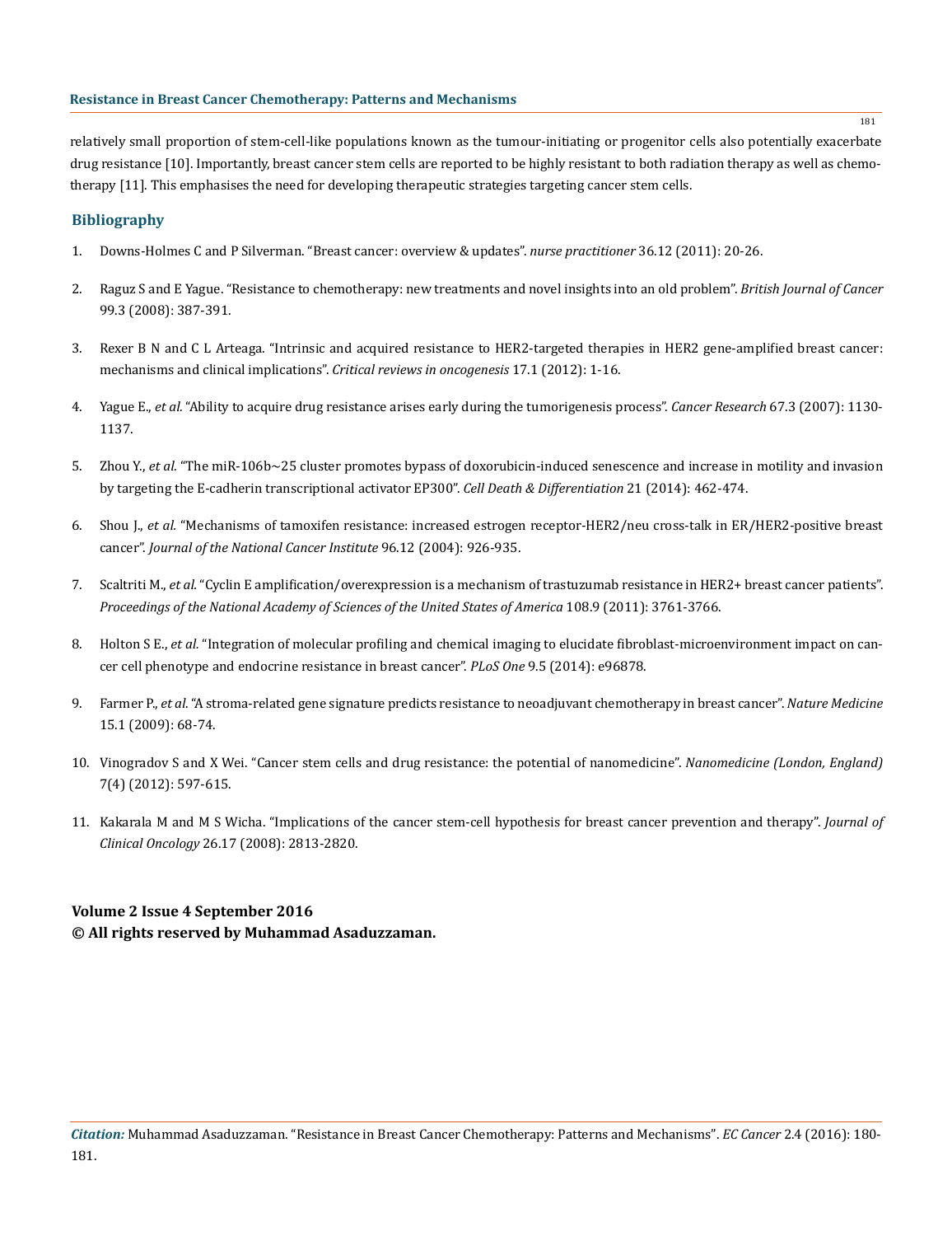relatively small proportion of stem-cell-like populations known as the tumour-initiating or progenitor cells also potentially exacerbate drug resistance [10]. Importantly, breast cancer stem cells are reported to be highly resistant to both radiation therapy as well as chemotherapy [11]. This emphasises the need for developing therapeutic strategies targeting cancer stem cells.

## Bibliography

1. Downs-Holmes C and P Silverman. "Breast cancer: overview & updates". *nurse practitioner* 36.12 (2011): 20-26.
2. Raguz S and E Yague. "Resistance to chemotherapy: new treatments and novel insights into an old problem". *British Journal of Cancer* 99.3 (2008): 387-391.
3. Rexer B N and C L Arteaga. "Intrinsic and acquired resistance to HER2-targeted therapies in HER2 gene-amplified breast cancer: mechanisms and clinical implications". *Critical reviews in oncogenesis* 17.1 (2012): 1-16.
4. Yague E., *et al.* "Ability to acquire drug resistance arises early during the tumorigenesis process". *Cancer Research* 67.3 (2007): 1130-1137.
5. Zhou Y., *et al.* "The miR-106b~25 cluster promotes bypass of doxorubicin-induced senescence and increase in motility and invasion by targeting the E-cadherin transcriptional activator EP300". *Cell Death & Differentiation* 21 (2014): 462-474.
6. Shou J., *et al.* "Mechanisms of tamoxifen resistance: increased estrogen receptor-HER2/neu cross-talk in ER/HER2-positive breast cancer". *Journal of the National Cancer Institute* 96.12 (2004): 926-935.
7. Scaltriti M., *et al.* "Cyclin E amplification/overexpression is a mechanism of trastuzumab resistance in HER2+ breast cancer patients". *Proceedings of the National Academy of Sciences of the United States of America* 108.9 (2011): 3761-3766.
8. Holton S E., *et al.* "Integration of molecular profiling and chemical imaging to elucidate fibroblast-microenvironment impact on cancer cell phenotype and endocrine resistance in breast cancer". *PLoS One* 9.5 (2014): e96878.
9. Farmer P., *et al.* "A stroma-related gene signature predicts resistance to neoadjuvant chemotherapy in breast cancer". *Nature Medicine* 15.1 (2009): 68-74.
10. Vinogradov S and X Wei. "Cancer stem cells and drug resistance: the potential of nanomedicine". *Nanomedicine (London, England)* 7(4) (2012): 597-615.
11. Kakarala M and M S Wicha. "Implications of the cancer stem-cell hypothesis for breast cancer prevention and therapy". *Journal of Clinical Oncology* 26.17 (2008): 2813-2820.

**Volume 2 Issue 4 September 2016**
**© All rights reserved by Muhammad Asaduzzaman.**